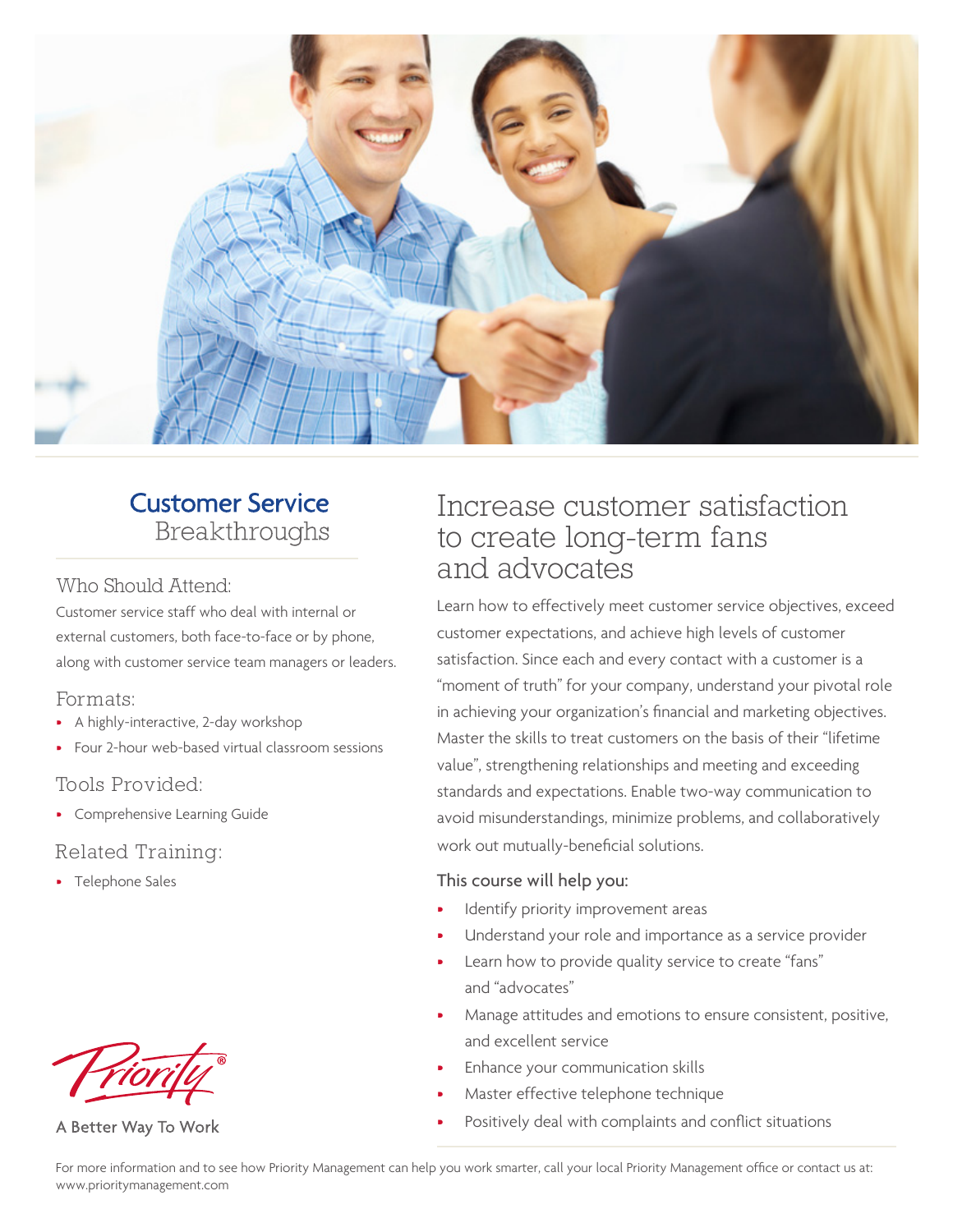# Customer Service Breakthroughs

## Who Should Attend:

Customer service staff who deal with internal or external customers, both face-to-face or by phone, along with customer service team managers or leaders.

## Formats:

- A highly-interactive, 2-day workshop
- Four 2-hour web-based virtual classroom sessions

## Tools Provided:

- Comprehensive Learning Guide

## Related Training:

- Telephone Sales

Priority®

A Better Way To Work

# Increase customer satisfaction to create long-term fans and advocates

Learn how to effectively meet customer service objectives, exceed customer expectations, and achieve high levels of customer satisfaction. Since each and every contact with a customer is a "moment of truth" for your company, understand your pivotal role in achieving your organization's financial and marketing objectives. Master the skills to treat customers on the basis of their "lifetime value", strengthening relationships and meeting and exceeding standards and expectations. Enable two-way communication to avoid misunderstandings, minimize problems, and collaboratively work out mutually-beneficial solutions.

### This course will help you:

- Identify priority improvement areas
- Understand your role and importance as a service provider
- Learn how to provide quality service to create "fans" and "advocates"
- Manage attitudes and emotions to ensure consistent, positive, and excellent service
- Enhance your communication skills
- Master effective telephone technique
- Positively deal with complaints and conflict situations

For more information and to see how Priority Management can help you work smarter, call your local Priority Management office or contact us at: www.prioritymanagement.com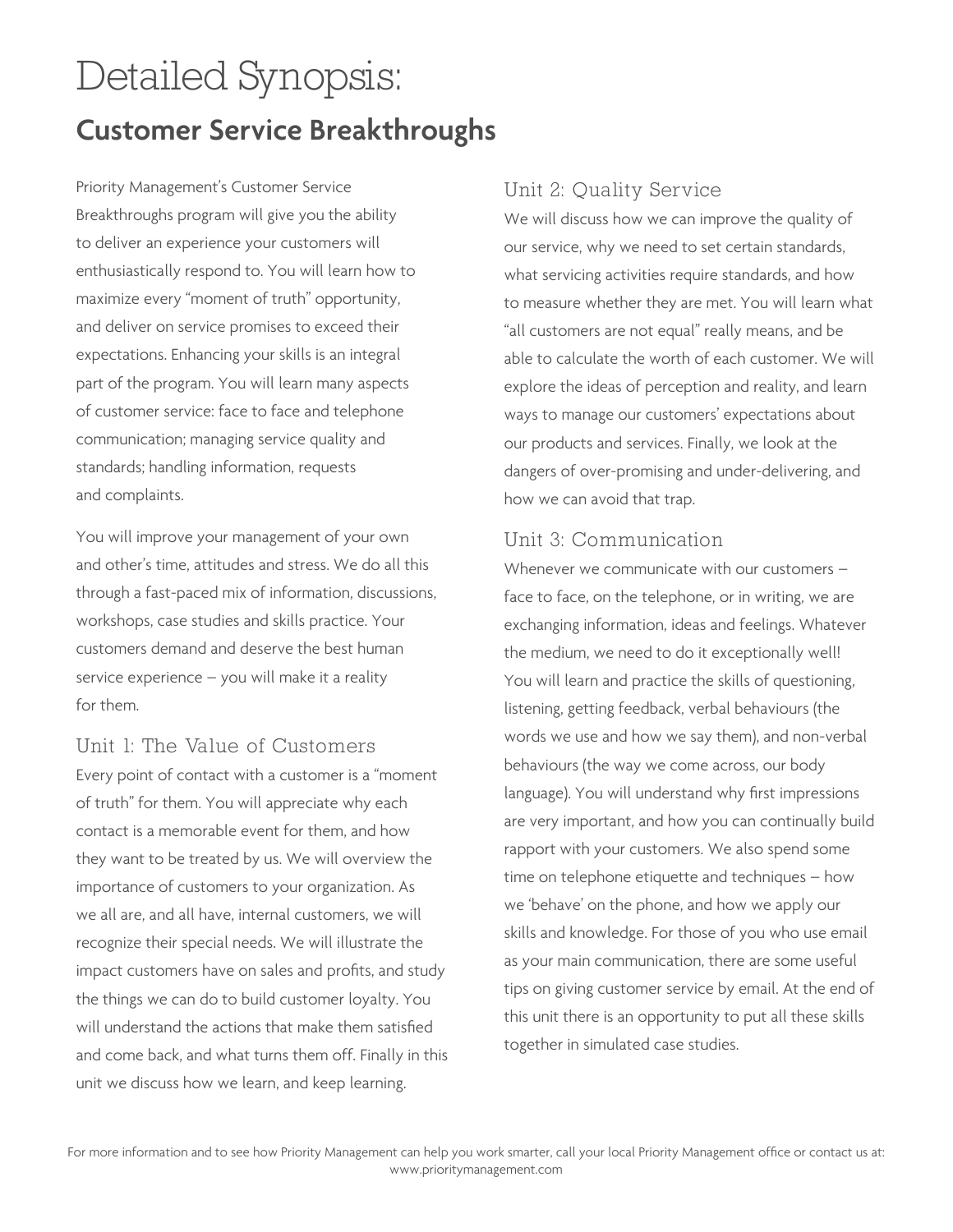# Detailed Synopsis:

## Customer Service Breakthroughs

Priority Management's Customer Service Breakthroughs program will give you the ability to deliver an experience your customers will enthusiastically respond to. You will learn how to maximize every "moment of truth" opportunity, and deliver on service promises to exceed their expectations. Enhancing your skills is an integral part of the program. You will learn many aspects of customer service: face to face and telephone communication; managing service quality and standards; handling information, requests and complaints.

You will improve your management of your own and other's time, attitudes and stress. We do all this through a fast-paced mix of information, discussions, workshops, case studies and skills practice. Your customers demand and deserve the best human service experience – you will make it a reality for them.

### Unit 1: The Value of Customers

Every point of contact with a customer is a "moment of truth" for them. You will appreciate why each contact is a memorable event for them, and how they want to be treated by us. We will overview the importance of customers to your organization. As we all are, and all have, internal customers, we will recognize their special needs. We will illustrate the impact customers have on sales and profits, and study the things we can do to build customer loyalty. You will understand the actions that make them satisfied and come back, and what turns them off. Finally in this unit we discuss how we learn, and keep learning.

### Unit 2: Quality Service

We will discuss how we can improve the quality of our service, why we need to set certain standards, what servicing activities require standards, and how to measure whether they are met. You will learn what "all customers are not equal" really means, and be able to calculate the worth of each customer. We will explore the ideas of perception and reality, and learn ways to manage our customers' expectations about our products and services. Finally, we look at the dangers of over-promising and under-delivering, and how we can avoid that trap.

### Unit 3: Communication

Whenever we communicate with our customers – face to face, on the telephone, or in writing, we are exchanging information, ideas and feelings. Whatever the medium, we need to do it exceptionally well! You will learn and practice the skills of questioning, listening, getting feedback, verbal behaviours (the words we use and how we say them), and non-verbal behaviours (the way we come across, our body language). You will understand why first impressions are very important, and how you can continually build rapport with your customers. We also spend some time on telephone etiquette and techniques – how we 'behave' on the phone, and how we apply our skills and knowledge. For those of you who use email as your main communication, there are some useful tips on giving customer service by email. At the end of this unit there is an opportunity to put all these skills together in simulated case studies.

For more information and to see how Priority Management can help you work smarter, call your local Priority Management office or contact us at: www.prioritymanagement.com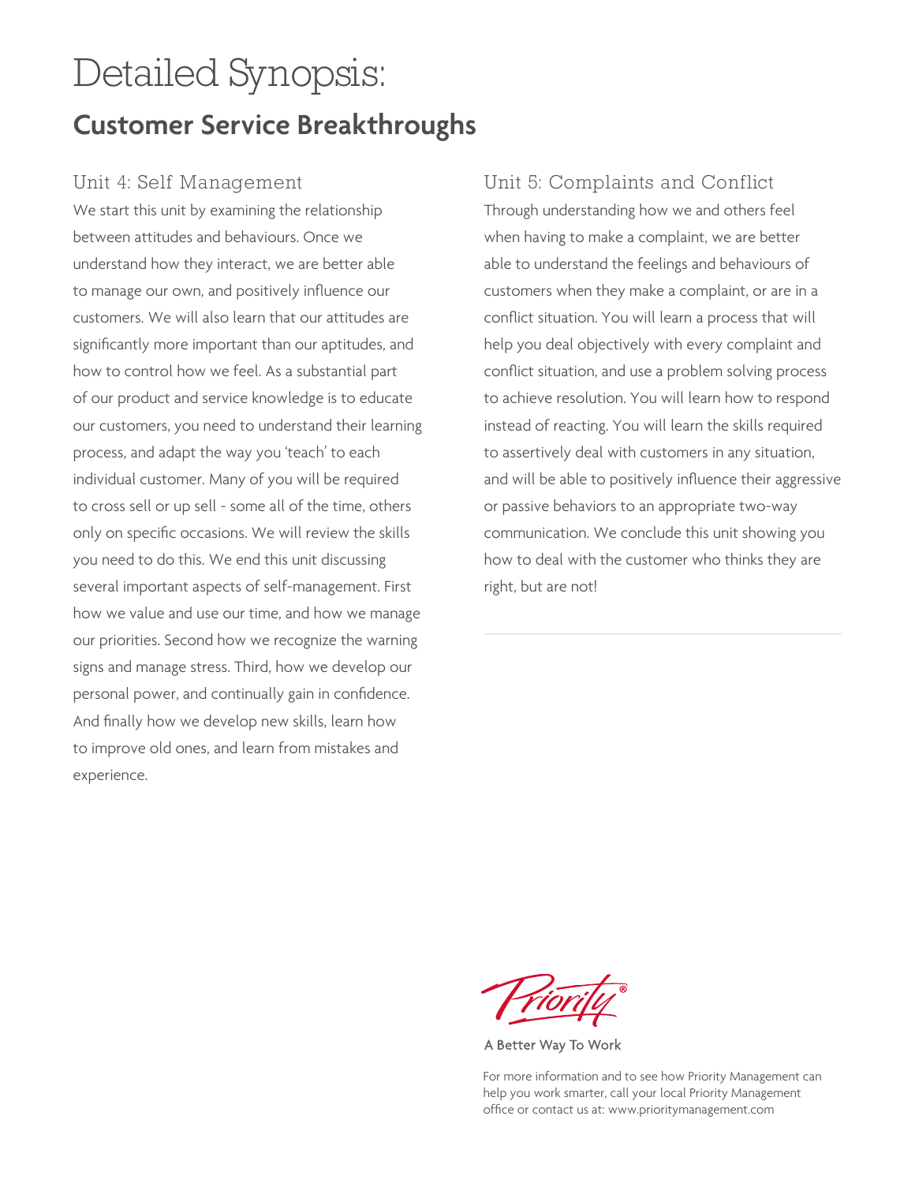# Detailed Synopsis:

## Customer Service Breakthroughs

### Unit 4: Self Management

We start this unit by examining the relationship between attitudes and behaviours. Once we understand how they interact, we are better able to manage our own, and positively influence our customers. We will also learn that our attitudes are significantly more important than our aptitudes, and how to control how we feel. As a substantial part of our product and service knowledge is to educate our customers, you need to understand their learning process, and adapt the way you 'teach' to each individual customer. Many of you will be required to cross sell or up sell - some all of the time, others only on specific occasions. We will review the skills you need to do this. We end this unit discussing several important aspects of self-management. First how we value and use our time, and how we manage our priorities. Second how we recognize the warning signs and manage stress. Third, how we develop our personal power, and continually gain in confidence. And finally how we develop new skills, learn how to improve old ones, and learn from mistakes and experience.

### Unit 5: Complaints and Conflict

Through understanding how we and others feel when having to make a complaint, we are better able to understand the feelings and behaviours of customers when they make a complaint, or are in a conflict situation. You will learn a process that will help you deal objectively with every complaint and conflict situation, and use a problem solving process to achieve resolution. You will learn how to respond instead of reacting. You will learn the skills required to assertively deal with customers in any situation, and will be able to positively influence their aggressive or passive behaviors to an appropriate two-way communication. We conclude this unit showing you how to deal with the customer who thinks they are right, but are not!

Priority®

A Better Way To Work

For more information and to see how Priority Management can help you work smarter, call your local Priority Management office or contact us at: www.prioritymanagement.com